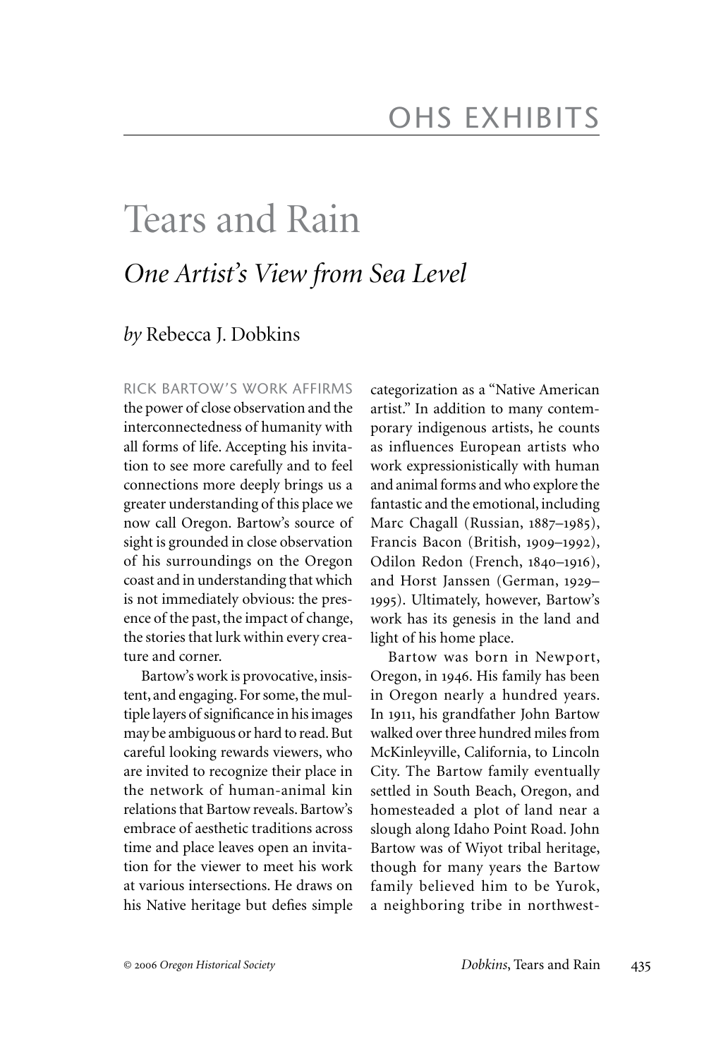# OHS EXHIBITS

# Tears and Rain

## *One Artist's View from Sea Level*

*by* Rebecca J. Dobkins

RICK BARTOW'S WORK AFFIRMS the power of close observation and the interconnectedness of humanity with all forms of life. Accepting his invitation to see more carefully and to feel connections more deeply brings us a greater understanding of this place we now call Oregon. Bartow's source of sight is grounded in close observation of his surroundings on the Oregon coast and in understanding that which is not immediately obvious: the presence of the past, the impact of change, the stories that lurk within every creature and corner.

Bartow's work is provocative, insistent, and engaging. For some, the multiple layers of significance in his images may be ambiguous or hard to read. But careful looking rewards viewers, who are invited to recognize their place in the network of human-animal kin relations that Bartow reveals. Bartow's embrace of aesthetic traditions across time and place leaves open an invitation for the viewer to meet his work at various intersections. He draws on his Native heritage but defies simple categorization as a "Native American artist." In addition to many contemporary indigenous artists, he counts as influences European artists who work expressionistically with human and animal forms and who explore the fantastic and the emotional, including Marc Chagall (Russian, 1887–1985), Francis Bacon (British, 1909–1992), Odilon Redon (French, 1840–1916), and Horst Janssen (German, 1929–1995). Ultimately, however, Bartow's work has its genesis in the land and light of his home place.

Bartow was born in Newport, Oregon, in 1946. His family has been in Oregon nearly a hundred years. In 1911, his grandfather John Bartow walked over three hundred miles from McKinleyville, California, to Lincoln City. The Bartow family eventually settled in South Beach, Oregon, and homesteaded a plot of land near a slough along Idaho Point Road. John Bartow was of Wiyot tribal heritage, though for many years the Bartow family believed him to be Yurok, a neighboring tribe in northwest-

© 2006 *Oregon Historical Society*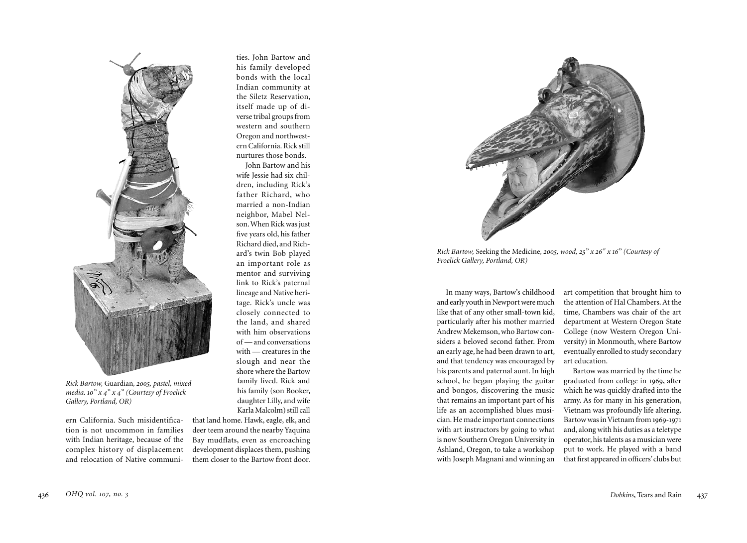ern California. Such misidentification is not uncommon in families with Indian heritage, because of the complex history of displacement and relocation of Native communities. John Bartow and his family developed bonds with the local Indian community at the Siletz Reservation, itself made up of diverse tribal groups from western and southern Oregon and northwestern California. Rick still nurtures those bonds.

John Bartow and his wife Jessie had six children, including Rick's father Richard, who married a non-Indian neighbor, Mabel Nelson. When Rick was just five years old, his father Richard died, and Richard's twin Bob played an important role as mentor and surviving link to Rick's paternal lineage and Native heritage. Rick's uncle was closely connected to the land, and shared with him observations of — and conversations with — creatures in the slough and near the shore where the Bartow family lived. Rick and his family (son Booker, daughter Lilly, and wife Karla Malcolm) still call that land home. Hawk, eagle, elk, and deer teem around the nearby Yaquina Bay mudflats, even as encroaching development displaces them, pushing them closer to the Bartow front door.

*Rick Bartow,* Guardian, *2005, pastel, mixed media. 10" x 4" x 4" (Courtesy of Froelick Gallery, Portland, OR)*

*Rick Bartow,* Seeking the Medicine, *2005, wood, 25" x 26" x 16" (Courtesy of Froelick Gallery, Portland, OR)*

In many ways, Bartow's childhood and early youth in Newport were much like that of any other small-town kid, particularly after his mother married Andrew Mekemson, who Bartow considers a beloved second father. From an early age, he had been drawn to art, and that tendency was encouraged by his parents and paternal aunt. In high school, he began playing the guitar and bongos, discovering the music that remains an important part of his life as an accomplished blues musician. He made important connections with art instructors by going to what is now Southern Oregon University in Ashland, Oregon, to take a workshop with Joseph Magnani and winning an art competition that brought him to the attention of Hal Chambers. At the time, Chambers was chair of the art department at Western Oregon State College (now Western Oregon University) in Monmouth, where Bartow eventually enrolled to study secondary art education.

Bartow was married by the time he graduated from college in 1969, after which he was quickly drafted into the army. As for many in his generation, Vietnam was profoundly life altering. Bartow was in Vietnam from 1969-1971 and, along with his duties as a teletype operator, his talents as a musician were put to work. He played with a band that first appeared in officers' clubs but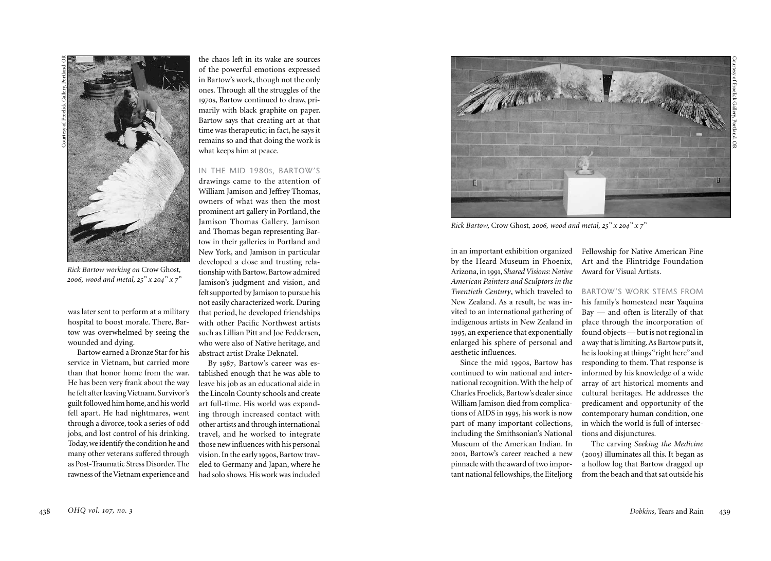*Rick Bartow working on* Crow Ghost, *2006, wood and metal, 25" x 204" x 7"*

was later sent to perform at a military hospital to boost morale. There, Bartow was overwhelmed by seeing the wounded and dying.

Bartow earned a Bronze Star for his service in Vietnam, but carried more than that honor home from the war. He has been very frank about the way he felt after leaving Vietnam. Survivor's guilt followed him home, and his world fell apart. He had nightmares, went through a divorce, took a series of odd jobs, and lost control of his drinking. Today, we identify the condition he and many other veterans suffered through as Post-Traumatic Stress Disorder. The rawness of the Vietnam experience and the chaos left in its wake are sources of the powerful emotions expressed in Bartow's work, though not the only ones. Through all the struggles of the 1970s, Bartow continued to draw, primarily with black graphite on paper. Bartow says that creating art at that time was therapeutic; in fact, he says it remains so and that doing the work is what keeps him at peace.

IN THE MID 1980s, BARTOW'S drawings came to the attention of William Jamison and Jeffrey Thomas, owners of what was then the most prominent art gallery in Portland, the Jamison Thomas Gallery. Jamison and Thomas began representing Bartow in their galleries in Portland and New York, and Jamison in particular developed a close and trusting relationship with Bartow. Bartow admired Jamison's judgment and vision, and felt supported by Jamison to pursue his not easily characterized work. During that period, he developed friendships with other Pacific Northwest artists such as Lillian Pitt and Joe Feddersen, who were also of Native heritage, and abstract artist Drake Deknatel.

By 1987, Bartow's career was established enough that he was able to leave his job as an educational aide in the Lincoln County schools and create art full-time. His world was expanding through increased contact with other artists and through international travel, and he worked to integrate those new influences with his personal vision. In the early 1990s, Bartow traveled to Germany and Japan, where he had solo shows. His work was included in an important exhibition organized by the Heard Museum in Phoenix, Arizona, in 1991, *Shared Visions: Native American Painters and Sculptors in the Twentieth Century*, which traveled to New Zealand. As a result, he was invited to an international gathering of indigenous artists in New Zealand in 1995, an experience that exponentially enlarged his sphere of personal and aesthetic influences.

*Rick Bartow,* Crow Ghost*, 2006, wood and metal, 25" x 204" x 7"*

Since the mid 1990s, Bartow has continued to win national and international recognition. With the help of Charles Froelick, Bartow's dealer since William Jamison died from complications of AIDS in 1995, his work is now part of many important collections, including the Smithsonian's National Museum of the American Indian. In 2001, Bartow's career reached a new pinnacle with the award of two important national fellowships, the Eiteljorg Fellowship for Native American Fine Art and the Flintridge Foundation Award for Visual Artists.

BARTOW'S WORK STEMS FROM his family's homestead near Yaquina Bay — and often is literally of that place through the incorporation of found objects — but is not regional in a way that is limiting. As Bartow puts it, he is looking at things "right here" and responding to them. That response is informed by his knowledge of a wide array of art historical moments and cultural heritages. He addresses the predicament and opportunity of the contemporary human condition, one in which the world is full of intersections and disjunctures.

The carving *Seeking the Medicine* (2005) illuminates all this. It began as a hollow log that Bartow dragged up from the beach and that sat outside his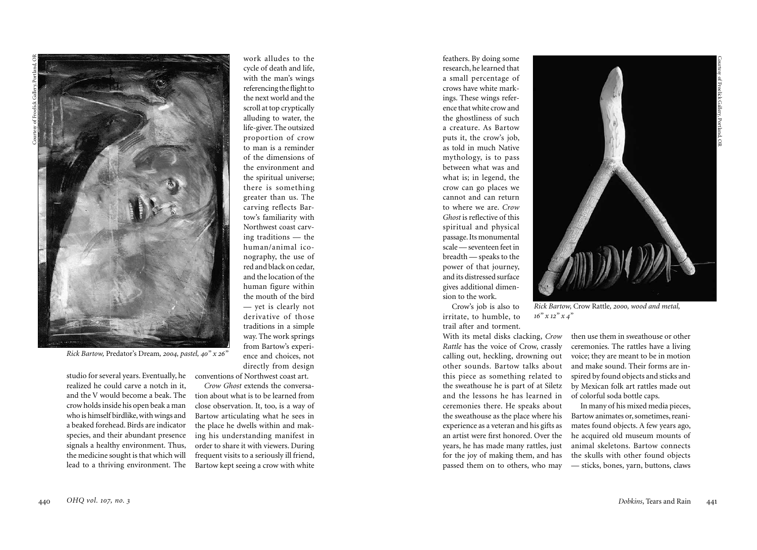*Rick Bartow,* Predator's Dream*, 2004, pastel, 40" x 26"*

studio for several years. Eventually, he realized he could carve a notch in it, and the V would become a beak. The crow holds inside his open beak a man who is himself birdlike, with wings and a beaked forehead. Birds are indicator species, and their abundant presence signals a healthy environment. Thus, the medicine sought is that which will lead to a thriving environment. The work alludes to the cycle of death and life, with the man's wings referencing the flight to the next world and the scroll at top cryptically alluding to water, the life-giver. The outsized proportion of crow to man is a reminder of the dimensions of the environment and the spiritual universe; there is something greater than us. The carving reflects Bartow's familiarity with Northwest coast carving traditions — the human/animal iconography, the use of red and black on cedar, and the location of the human figure within the mouth of the bird — yet is clearly not derivative of those traditions in a simple way. The work springs from Bartow's experience and choices, not directly from design conventions of Northwest coast art.

*Crow Ghost* extends the conversation about what is to be learned from close observation. It, too, is a way of Bartow articulating what he sees in the place he dwells within and making his understanding manifest in order to share it with viewers. During frequent visits to a seriously ill friend, Bartow kept seeing a crow with white feathers. By doing some research, he learned that a small percentage of crows have white markings. These wings reference that white crow and the ghostliness of such a creature. As Bartow puts it, the crow's job, as told in much Native mythology, is to pass between what was and what is; in legend, the crow can go places we cannot and can return to where we are. *Crow Ghost* is reflective of this spiritual and physical passage. Its monumental scale — seventeen feet in breadth — speaks to the power of that journey, and its distressed surface gives additional dimension to the work.

Crow's job is also to irritate, to humble, to trail after and torment. With its metal disks clacking, *Crow Rattle* has the voice of Crow, crassly calling out, heckling, drowning out other sounds. Bartow talks about this piece as something related to the sweathouse he is part of at Siletz and the lessons he has learned in ceremonies there. He speaks about the sweathouse as the place where his experience as a veteran and his gifts as an artist were first honored. Over the years, he has made many rattles, just for the joy of making them, and has passed them on to others, who may then use them in sweathouse or other ceremonies. The rattles have a living voice; they are meant to be in motion and make sound. Their forms are inspired by found objects and sticks and by Mexican folk art rattles made out of colorful soda bottle caps.

*Rick Bartow,* Crow Rattle*, 2000, wood and metal, 16" x 12" x 4"*

In many of his mixed media pieces, Bartow animates or, sometimes, reanimates found objects. A few years ago, he acquired old museum mounts of animal skeletons. Bartow connects the skulls with other found objects — sticks, bones, yarn, buttons, claws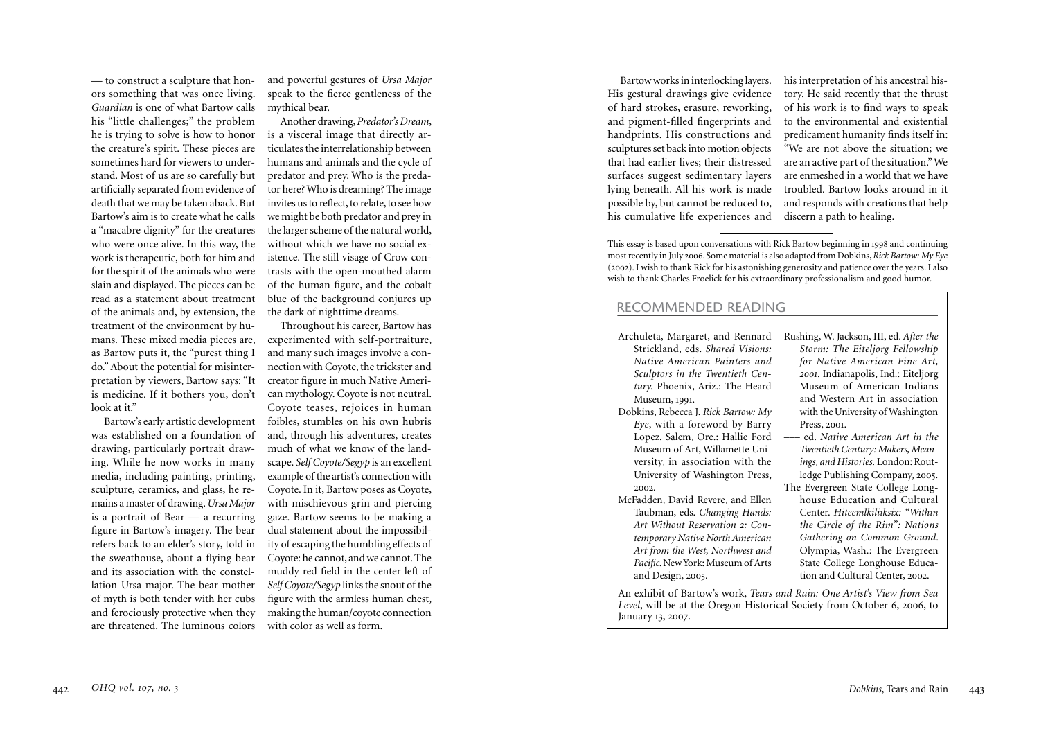— to construct a sculpture that honors something that was once living. *Guardian* is one of what Bartow calls his "little challenges;" the problem he is trying to solve is how to honor the creature's spirit. These pieces are sometimes hard for viewers to understand. Most of us are so carefully but artificially separated from evidence of death that we may be taken aback. But Bartow's aim is to create what he calls a "macabre dignity" for the creatures who were once alive. In this way, the work is therapeutic, both for him and for the spirit of the animals who were slain and displayed. The pieces can be read as a statement about treatment of the animals and, by extension, the treatment of the environment by humans. These mixed media pieces are, as Bartow puts it, the "purest thing I do." About the potential for misinterpretation by viewers, Bartow says: "It is medicine. If it bothers you, don't look at it."

Bartow's early artistic development was established on a foundation of drawing, particularly portrait drawing. While he now works in many media, including painting, printing, sculpture, ceramics, and glass, he remains a master of drawing. *Ursa Major* is a portrait of Bear — a recurring figure in Bartow's imagery. The bear refers back to an elder's story, told in the sweathouse, about a flying bear and its association with the constellation Ursa major. The bear mother of myth is both tender with her cubs and ferociously protective when they are threatened. The luminous colors and powerful gestures of *Ursa Major* speak to the fierce gentleness of the mythical bear.

Another drawing, *Predator's Dream*, is a visceral image that directly articulates the interrelationship between humans and animals and the cycle of predator and prey. Who is the predator here? Who is dreaming? The image invites us to reflect, to relate, to see how we might be both predator and prey in the larger scheme of the natural world, without which we have no social existence. The still visage of Crow contrasts with the open-mouthed alarm of the human figure, and the cobalt blue of the background conjures up the dark of nighttime dreams.

Throughout his career, Bartow has experimented with self-portraiture, and many such images involve a connection with Coyote, the trickster and creator figure in much Native American mythology. Coyote is not neutral. Coyote teases, rejoices in human foibles, stumbles on his own hubris and, through his adventures, creates much of what we know of the landscape. *Self Coyote/Segyp* is an excellent example of the artist's connection with Coyote. In it, Bartow poses as Coyote, with mischievous grin and piercing gaze. Bartow seems to be making a dual statement about the impossibility of escaping the humbling effects of Coyote: he cannot, and we cannot. The muddy red field in the center left of *Self Coyote/Segyp* links the snout of the figure with the armless human chest, making the human/coyote connection with color as well as form.

Bartow works in interlocking layers. His gestural drawings give evidence of hard strokes, erasure, reworking, and pigment-filled fingerprints and handprints. His constructions and sculptures set back into motion objects that had earlier lives; their distressed surfaces suggest sedimentary layers lying beneath. All his work is made possible by, but cannot be reduced to, his cumulative life experiences and his interpretation of his ancestral history. He said recently that the thrust of his work is to find ways to speak to the environmental and existential predicament humanity finds itself in: "We are not above the situation; we are an active part of the situation." We are enmeshed in a world that we have troubled. Bartow looks around in it and responds with creations that help discern a path to healing.

---

This essay is based upon conversations with Rick Bartow beginning in 1998 and continuing most recently in July 2006. Some material is also adapted from Dobkins, *Rick Bartow: My Eye* (2002). I wish to thank Rick for his astonishing generosity and patience over the years. I also wish to thank Charles Froelick for his extraordinary professionalism and good humor.

## RECOMMENDED READING

Archuleta, Margaret, and Rennard Strickland, eds. *Shared Visions: Native American Painters and Sculptors in the Twentieth Century.* Phoenix, Ariz.: The Heard Museum, 1991.

Dobkins, Rebecca J. *Rick Bartow: My Eye*, with a foreword by Barry Lopez. Salem, Ore.: Hallie Ford Museum of Art, Willamette University, in association with the University of Washington Press, 2002.

McFadden, David Revere, and Ellen Taubman, eds. *Changing Hands: Art Without Reservation 2: Contemporary Native North American Art from the West, Northwest and Pacific.* New York: Museum of Arts and Design, 2005.

Rushing, W. Jackson, III, ed. *After the Storm: The Eiteljorg Fellowship for Native American Fine Art, 2001.* Indianapolis, Ind.: Eiteljorg Museum of American Indians and Western Art in association with the University of Washington Press, 2001.

——— ed. *Native American Art in the Twentieth Century: Makers, Meanings, and Histories.* London: Routledge Publishing Company, 2005.

The Evergreen State College Longhouse Education and Cultural Center. *Hiteemlkiliiksix: "Within the Circle of the Rim": Nations Gathering on Common Ground.* Olympia, Wash.: The Evergreen State College Longhouse Education and Cultural Center, 2002.

An exhibit of Bartow's work, *Tears and Rain: One Artist's View from Sea Level*, will be at the Oregon Historical Society from October 6, 2006, to January 13, 2007.